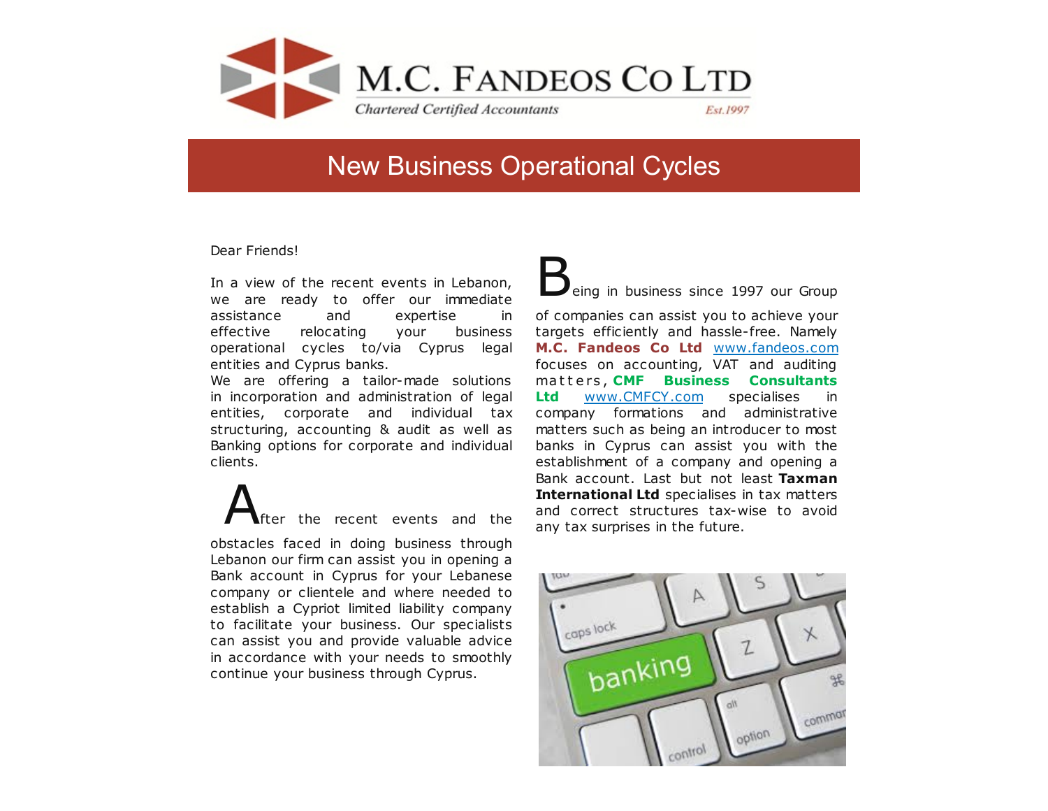# M.C. FANDEOS CO LTD

*Chartered Certified Accountants* — Est.1997

## New Business Operational Cycles

Dear Friends!

In a view of the recent events in Lebanon, we are ready to offer our immediate assistance and expertise in effective relocating your business operational cycles to/via Cyprus legal entities and Cyprus banks.

We are offering a tailor-made solutions in incorporation and administration of legal entities, corporate and individual tax structuring, accounting & audit as well as Banking options for corporate and individual clients.

After the recent events and the obstacles faced in doing business through Lebanon our firm can assist you in opening a Bank account in Cyprus for your Lebanese company or clientele and where needed to establish a Cypriot limited liability company to facilitate your business. Our specialists can assist you and provide valuable advice in accordance with your needs to smoothly continue your business through Cyprus.

Being in business since 1997 our Group of companies can assist you to achieve your targets efficiently and hassle-free. Namely **M.C. Fandeos Co Ltd** www.fandeos.com focuses on accounting, VAT and auditing matters, **CMF Business Consultants Ltd** www.CMFCY.com specialises in company formations and administrative matters such as being an introducer to most banks in Cyprus can assist you with the establishment of a company and opening a Bank account. Last but not least **Taxman International Ltd** specialises in tax matters and correct structures tax-wise to avoid any tax surprises in the future.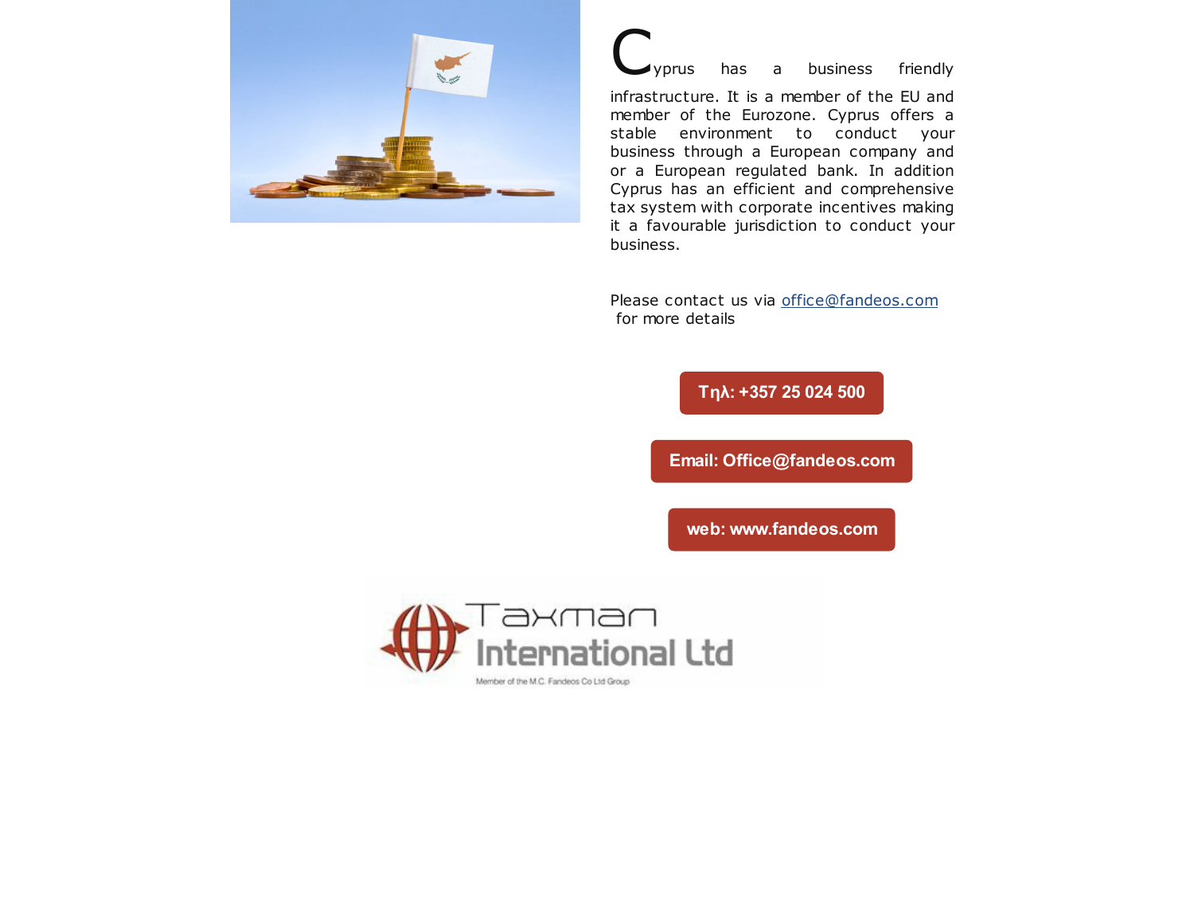Cyprus has a business friendly infrastructure. It is a member of the EU and member of the Eurozone. Cyprus offers a stable environment to conduct your business through a European company and or a European regulated bank. In addition Cyprus has an efficient and comprehensive tax system with corporate incentives making it a favourable jurisdiction to conduct your business.

Please contact us via office@fandeos.com for more details

**Τηλ: +357 25 024 500**

**Email: Office@fandeos.com**

**web: www.fandeos.com**

Taxman International Ltd

Member of the M.C. Fandeos Co Ltd Group